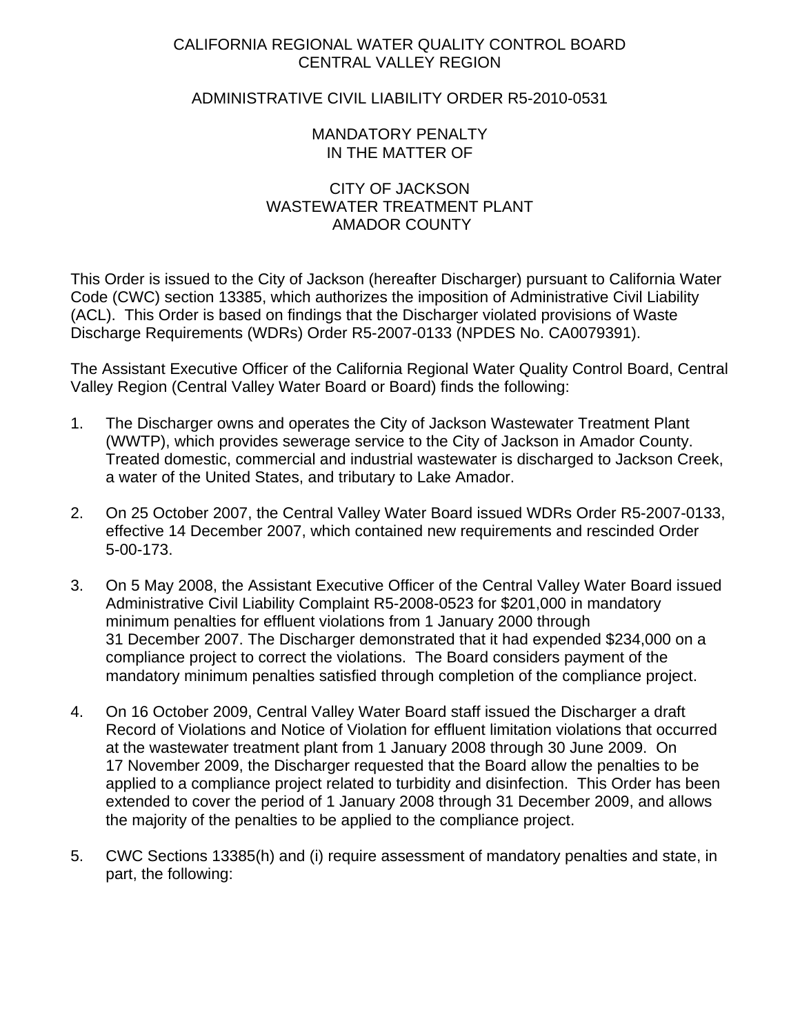# CALIFORNIA REGIONAL WATER QUALITY CONTROL BOARD
# CENTRAL VALLEY REGION

## ADMINISTRATIVE CIVIL LIABILITY ORDER R5-2010-0531

## MANDATORY PENALTY
## IN THE MATTER OF

## CITY OF JACKSON
## WASTEWATER TREATMENT PLANT
## AMADOR COUNTY

This Order is issued to the City of Jackson (hereafter Discharger) pursuant to California Water Code (CWC) section 13385, which authorizes the imposition of Administrative Civil Liability (ACL). This Order is based on findings that the Discharger violated provisions of Waste Discharge Requirements (WDRs) Order R5-2007-0133 (NPDES No. CA0079391).

The Assistant Executive Officer of the California Regional Water Quality Control Board, Central Valley Region (Central Valley Water Board or Board) finds the following:

1. The Discharger owns and operates the City of Jackson Wastewater Treatment Plant (WWTP), which provides sewerage service to the City of Jackson in Amador County. Treated domestic, commercial and industrial wastewater is discharged to Jackson Creek, a water of the United States, and tributary to Lake Amador.

2. On 25 October 2007, the Central Valley Water Board issued WDRs Order R5-2007-0133, effective 14 December 2007, which contained new requirements and rescinded Order 5-00-173.

3. On 5 May 2008, the Assistant Executive Officer of the Central Valley Water Board issued Administrative Civil Liability Complaint R5-2008-0523 for $201,000 in mandatory minimum penalties for effluent violations from 1 January 2000 through 31 December 2007. The Discharger demonstrated that it had expended $234,000 on a compliance project to correct the violations. The Board considers payment of the mandatory minimum penalties satisfied through completion of the compliance project.

4. On 16 October 2009, Central Valley Water Board staff issued the Discharger a draft Record of Violations and Notice of Violation for effluent limitation violations that occurred at the wastewater treatment plant from 1 January 2008 through 30 June 2009. On 17 November 2009, the Discharger requested that the Board allow the penalties to be applied to a compliance project related to turbidity and disinfection. This Order has been extended to cover the period of 1 January 2008 through 31 December 2009, and allows the majority of the penalties to be applied to the compliance project.

5. CWC Sections 13385(h) and (i) require assessment of mandatory penalties and state, in part, the following: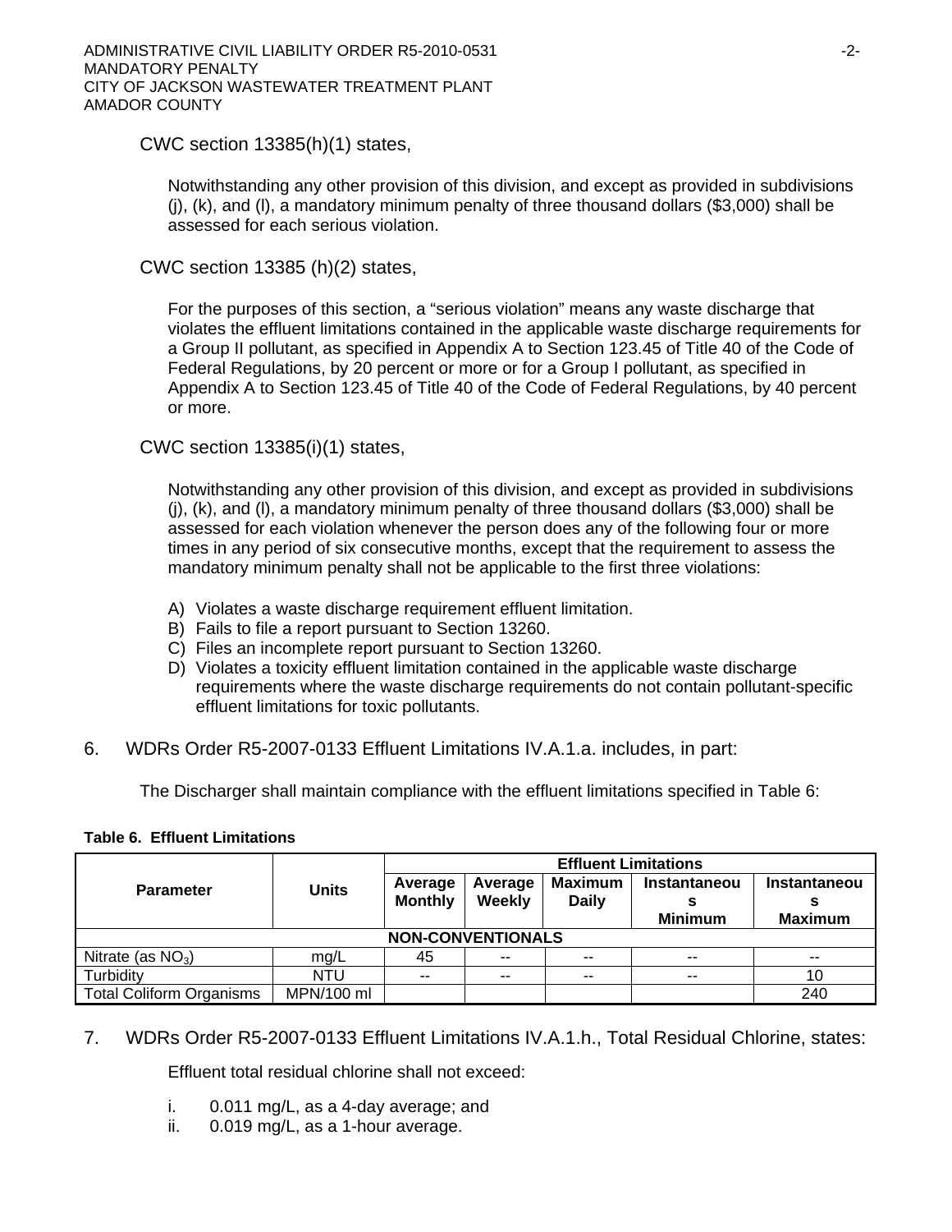CWC section 13385(h)(1) states,

> Notwithstanding any other provision of this division, and except as provided in subdivisions (j), (k), and (l), a mandatory minimum penalty of three thousand dollars ($3,000) shall be assessed for each serious violation.

CWC section 13385 (h)(2) states,

> For the purposes of this section, a “serious violation” means any waste discharge that violates the effluent limitations contained in the applicable waste discharge requirements for a Group II pollutant, as specified in Appendix A to Section 123.45 of Title 40 of the Code of Federal Regulations, by 20 percent or more or for a Group I pollutant, as specified in Appendix A to Section 123.45 of Title 40 of the Code of Federal Regulations, by 40 percent or more.

CWC section 13385(i)(1) states,

> Notwithstanding any other provision of this division, and except as provided in subdivisions (j), (k), and (l), a mandatory minimum penalty of three thousand dollars ($3,000) shall be assessed for each violation whenever the person does any of the following four or more times in any period of six consecutive months, except that the requirement to assess the mandatory minimum penalty shall not be applicable to the first three violations:
>
> A) Violates a waste discharge requirement effluent limitation.
> B) Fails to file a report pursuant to Section 13260.
> C) Files an incomplete report pursuant to Section 13260.
> D) Violates a toxicity effluent limitation contained in the applicable waste discharge requirements where the waste discharge requirements do not contain pollutant-specific effluent limitations for toxic pollutants.

6. WDRs Order R5-2007-0133 Effluent Limitations IV.A.1.a. includes, in part:

   The Discharger shall maintain compliance with the effluent limitations specified in Table 6:

**Table 6. Effluent Limitations**

| Parameter | Units | Effluent Limitations | | | | |
|---|---|---|---|---|---|---|
| | | Average Monthly | Average Weekly | Maximum Daily | Instantaneous Minimum | Instantaneous Maximum |
| **NON-CONVENTIONALS** | | | | | | |
| Nitrate (as $NO_3$) | mg/L | 45 | -- | -- | -- | -- |
| Turbidity | NTU | -- | -- | -- | -- | 10 |
| Total Coliform Organisms | MPN/100 ml | | | | | 240 |

7. WDRs Order R5-2007-0133 Effluent Limitations IV.A.1.h., Total Residual Chlorine, states:

   Effluent total residual chlorine shall not exceed:

   i. 0.011 mg/L, as a 4-day average; and
   ii. 0.019 mg/L, as a 1-hour average.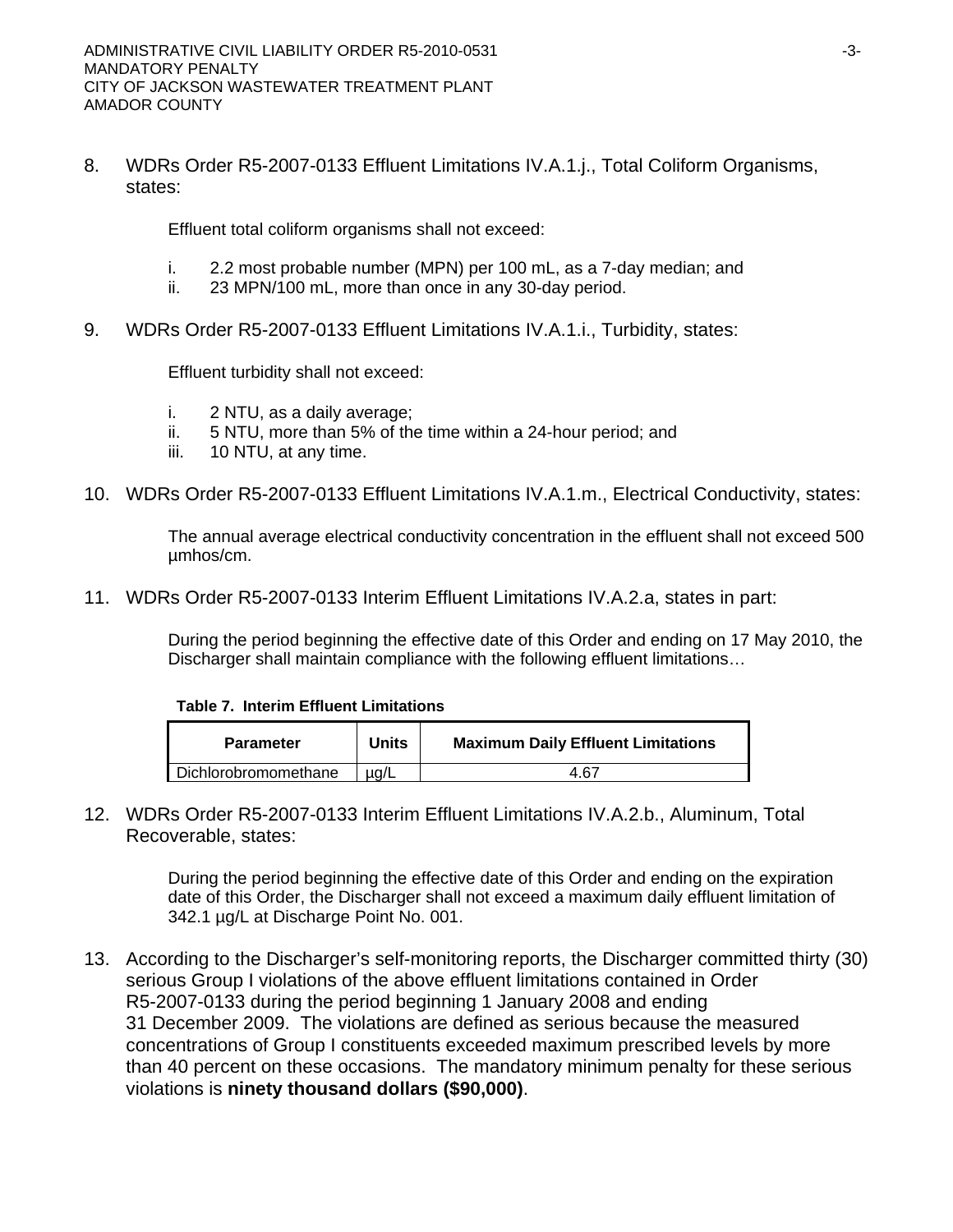8. WDRs Order R5-2007-0133 Effluent Limitations IV.A.1.j., Total Coliform Organisms, states:

   Effluent total coliform organisms shall not exceed:

   i. 2.2 most probable number (MPN) per 100 mL, as a 7-day median; and
   ii. 23 MPN/100 mL, more than once in any 30-day period.

9. WDRs Order R5-2007-0133 Effluent Limitations IV.A.1.i., Turbidity, states:

   Effluent turbidity shall not exceed:

   i. 2 NTU, as a daily average;
   ii. 5 NTU, more than 5% of the time within a 24-hour period; and
   iii. 10 NTU, at any time.

10. WDRs Order R5-2007-0133 Effluent Limitations IV.A.1.m., Electrical Conductivity, states:

    The annual average electrical conductivity concentration in the effluent shall not exceed 500 µmhos/cm.

11. WDRs Order R5-2007-0133 Interim Effluent Limitations IV.A.2.a, states in part:

    During the period beginning the effective date of this Order and ending on 17 May 2010, the Discharger shall maintain compliance with the following effluent limitations…

    **Table 7. Interim Effluent Limitations**

    | Parameter | Units | Maximum Daily Effluent Limitations |
    |---|---|---|
    | Dichlorobromomethane | µg/L | 4.67 |

12. WDRs Order R5-2007-0133 Interim Effluent Limitations IV.A.2.b., Aluminum, Total Recoverable, states:

    During the period beginning the effective date of this Order and ending on the expiration date of this Order, the Discharger shall not exceed a maximum daily effluent limitation of 342.1 µg/L at Discharge Point No. 001.

13. According to the Discharger's self-monitoring reports, the Discharger committed thirty (30) serious Group I violations of the above effluent limitations contained in Order R5-2007-0133 during the period beginning 1 January 2008 and ending 31 December 2009. The violations are defined as serious because the measured concentrations of Group I constituents exceeded maximum prescribed levels by more than 40 percent on these occasions. The mandatory minimum penalty for these serious violations is **ninety thousand dollars ($90,000)**.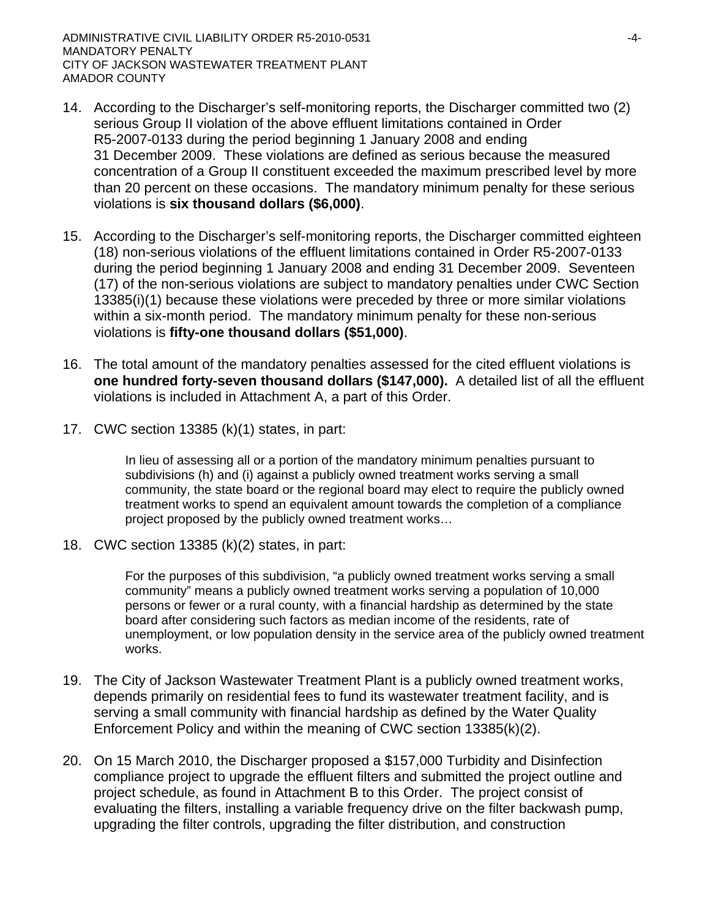14. According to the Discharger's self-monitoring reports, the Discharger committed two (2) serious Group II violation of the above effluent limitations contained in Order R5-2007-0133 during the period beginning 1 January 2008 and ending 31 December 2009. These violations are defined as serious because the measured concentration of a Group II constituent exceeded the maximum prescribed level by more than 20 percent on these occasions. The mandatory minimum penalty for these serious violations is **six thousand dollars ($6,000)**.

15. According to the Discharger's self-monitoring reports, the Discharger committed eighteen (18) non-serious violations of the effluent limitations contained in Order R5-2007-0133 during the period beginning 1 January 2008 and ending 31 December 2009. Seventeen (17) of the non-serious violations are subject to mandatory penalties under CWC Section 13385(i)(1) because these violations were preceded by three or more similar violations within a six-month period. The mandatory minimum penalty for these non-serious violations is **fifty-one thousand dollars ($51,000)**.

16. The total amount of the mandatory penalties assessed for the cited effluent violations is **one hundred forty-seven thousand dollars ($147,000).** A detailed list of all the effluent violations is included in Attachment A, a part of this Order.

17. CWC section 13385 (k)(1) states, in part:

    > In lieu of assessing all or a portion of the mandatory minimum penalties pursuant to subdivisions (h) and (i) against a publicly owned treatment works serving a small community, the state board or the regional board may elect to require the publicly owned treatment works to spend an equivalent amount towards the completion of a compliance project proposed by the publicly owned treatment works…

18. CWC section 13385 (k)(2) states, in part:

    > For the purposes of this subdivision, "a publicly owned treatment works serving a small community" means a publicly owned treatment works serving a population of 10,000 persons or fewer or a rural county, with a financial hardship as determined by the state board after considering such factors as median income of the residents, rate of unemployment, or low population density in the service area of the publicly owned treatment works.

19. The City of Jackson Wastewater Treatment Plant is a publicly owned treatment works, depends primarily on residential fees to fund its wastewater treatment facility, and is serving a small community with financial hardship as defined by the Water Quality Enforcement Policy and within the meaning of CWC section 13385(k)(2).

20. On 15 March 2010, the Discharger proposed a $157,000 Turbidity and Disinfection compliance project to upgrade the effluent filters and submitted the project outline and project schedule, as found in Attachment B to this Order. The project consist of evaluating the filters, installing a variable frequency drive on the filter backwash pump, upgrading the filter controls, upgrading the filter distribution, and construction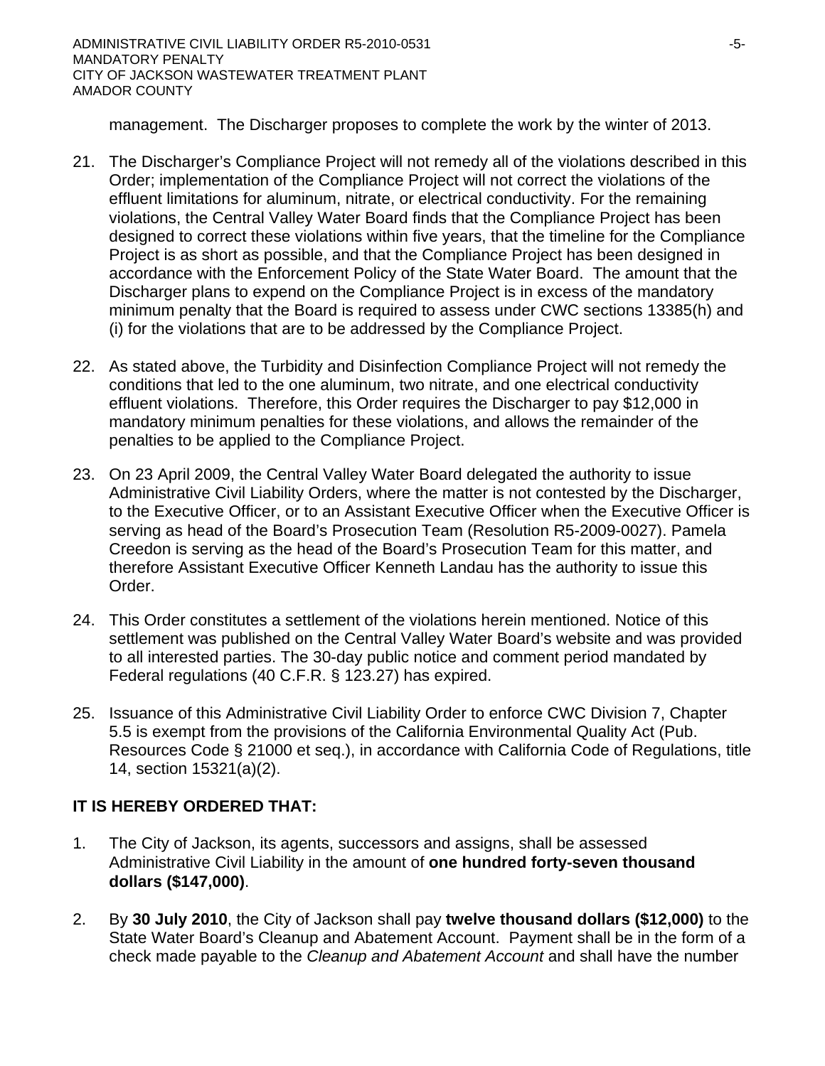management. The Discharger proposes to complete the work by the winter of 2013.

21. The Discharger's Compliance Project will not remedy all of the violations described in this Order; implementation of the Compliance Project will not correct the violations of the effluent limitations for aluminum, nitrate, or electrical conductivity. For the remaining violations, the Central Valley Water Board finds that the Compliance Project has been designed to correct these violations within five years, that the timeline for the Compliance Project is as short as possible, and that the Compliance Project has been designed in accordance with the Enforcement Policy of the State Water Board. The amount that the Discharger plans to expend on the Compliance Project is in excess of the mandatory minimum penalty that the Board is required to assess under CWC sections 13385(h) and (i) for the violations that are to be addressed by the Compliance Project.

22. As stated above, the Turbidity and Disinfection Compliance Project will not remedy the conditions that led to the one aluminum, two nitrate, and one electrical conductivity effluent violations. Therefore, this Order requires the Discharger to pay $12,000 in mandatory minimum penalties for these violations, and allows the remainder of the penalties to be applied to the Compliance Project.

23. On 23 April 2009, the Central Valley Water Board delegated the authority to issue Administrative Civil Liability Orders, where the matter is not contested by the Discharger, to the Executive Officer, or to an Assistant Executive Officer when the Executive Officer is serving as head of the Board's Prosecution Team (Resolution R5-2009-0027). Pamela Creedon is serving as the head of the Board's Prosecution Team for this matter, and therefore Assistant Executive Officer Kenneth Landau has the authority to issue this Order.

24. This Order constitutes a settlement of the violations herein mentioned. Notice of this settlement was published on the Central Valley Water Board's website and was provided to all interested parties. The 30-day public notice and comment period mandated by Federal regulations (40 C.F.R. § 123.27) has expired.

25. Issuance of this Administrative Civil Liability Order to enforce CWC Division 7, Chapter 5.5 is exempt from the provisions of the California Environmental Quality Act (Pub. Resources Code § 21000 et seq.), in accordance with California Code of Regulations, title 14, section 15321(a)(2).

**IT IS HEREBY ORDERED THAT:**

1. The City of Jackson, its agents, successors and assigns, shall be assessed Administrative Civil Liability in the amount of **one hundred forty-seven thousand dollars ($147,000)**.

2. By **30 July 2010**, the City of Jackson shall pay **twelve thousand dollars ($12,000)** to the State Water Board's Cleanup and Abatement Account. Payment shall be in the form of a check made payable to the *Cleanup and Abatement Account* and shall have the number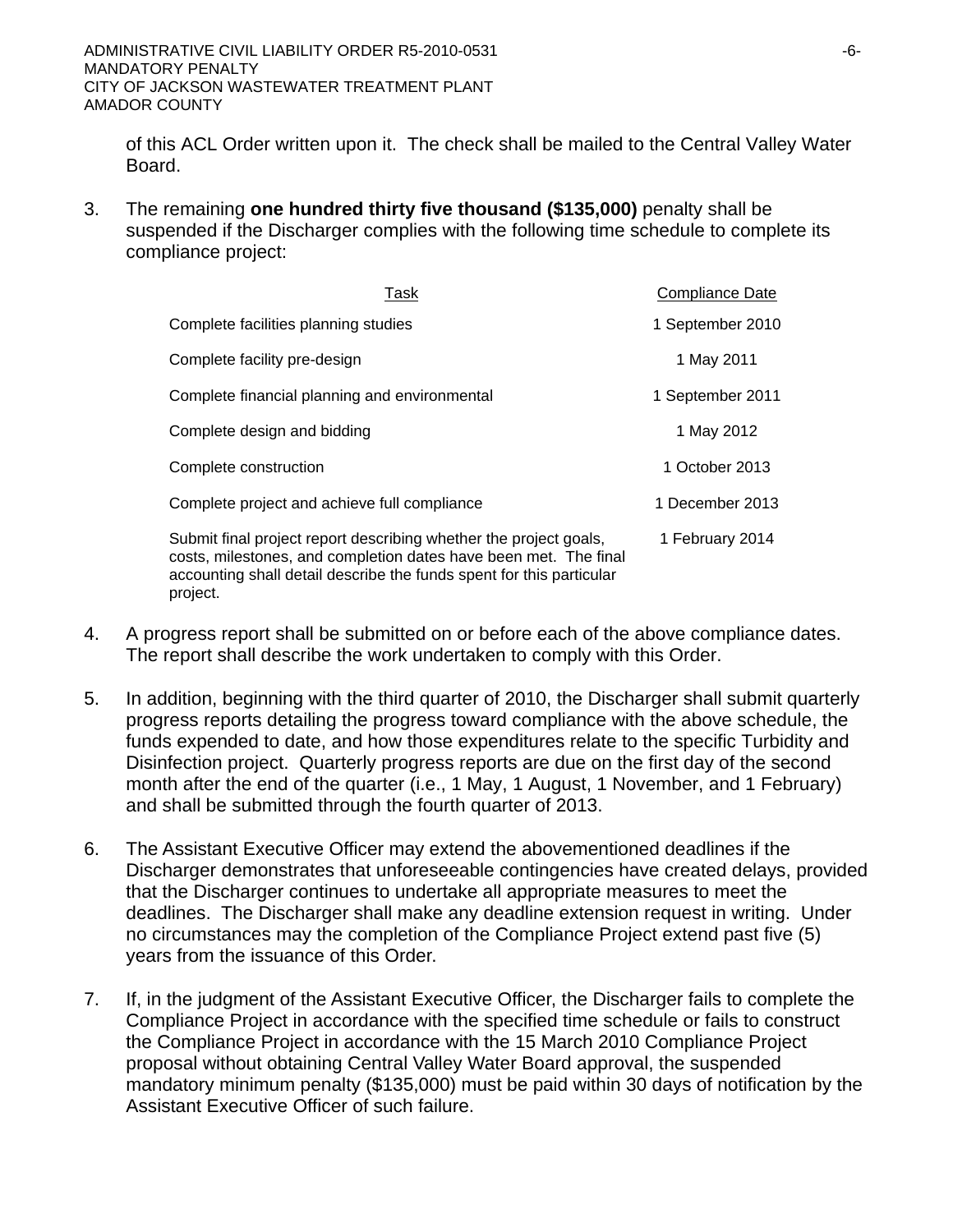of this ACL Order written upon it. The check shall be mailed to the Central Valley Water Board.

3. The remaining **one hundred thirty five thousand ($135,000)** penalty shall be suspended if the Discharger complies with the following time schedule to complete its compliance project:

| Task | Compliance Date |
|---|---|
| Complete facilities planning studies | 1 September 2010 |
| Complete facility pre-design | 1 May 2011 |
| Complete financial planning and environmental | 1 September 2011 |
| Complete design and bidding | 1 May 2012 |
| Complete construction | 1 October 2013 |
| Complete project and achieve full compliance | 1 December 2013 |
| Submit final project report describing whether the project goals, costs, milestones, and completion dates have been met. The final accounting shall detail describe the funds spent for this particular project. | 1 February 2014 |

4. A progress report shall be submitted on or before each of the above compliance dates. The report shall describe the work undertaken to comply with this Order.

5. In addition, beginning with the third quarter of 2010, the Discharger shall submit quarterly progress reports detailing the progress toward compliance with the above schedule, the funds expended to date, and how those expenditures relate to the specific Turbidity and Disinfection project. Quarterly progress reports are due on the first day of the second month after the end of the quarter (i.e., 1 May, 1 August, 1 November, and 1 February) and shall be submitted through the fourth quarter of 2013.

6. The Assistant Executive Officer may extend the abovementioned deadlines if the Discharger demonstrates that unforeseeable contingencies have created delays, provided that the Discharger continues to undertake all appropriate measures to meet the deadlines. The Discharger shall make any deadline extension request in writing. Under no circumstances may the completion of the Compliance Project extend past five (5) years from the issuance of this Order.

7. If, in the judgment of the Assistant Executive Officer, the Discharger fails to complete the Compliance Project in accordance with the specified time schedule or fails to construct the Compliance Project in accordance with the 15 March 2010 Compliance Project proposal without obtaining Central Valley Water Board approval, the suspended mandatory minimum penalty ($135,000) must be paid within 30 days of notification by the Assistant Executive Officer of such failure.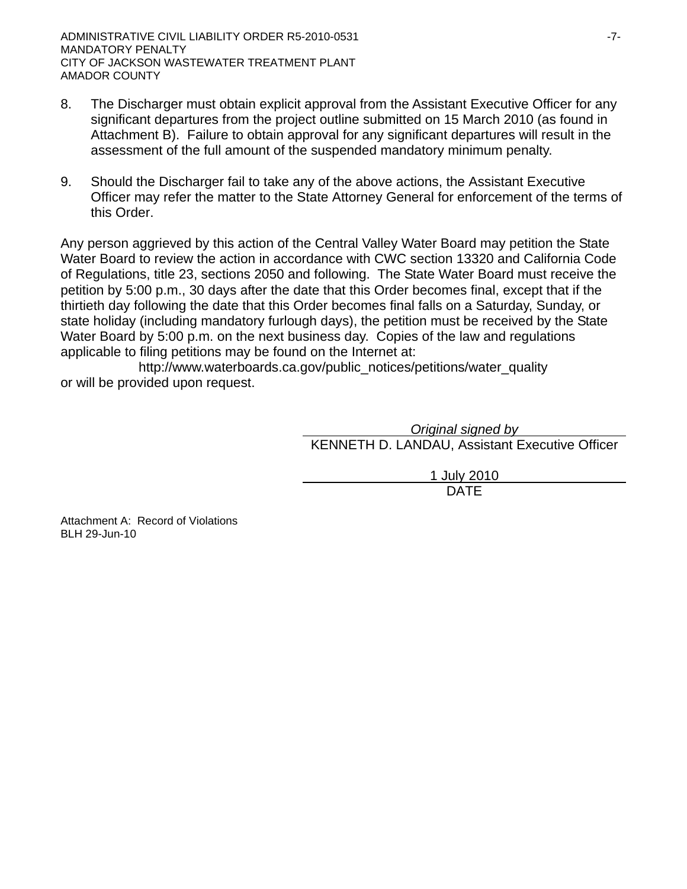8. The Discharger must obtain explicit approval from the Assistant Executive Officer for any significant departures from the project outline submitted on 15 March 2010 (as found in Attachment B). Failure to obtain approval for any significant departures will result in the assessment of the full amount of the suspended mandatory minimum penalty.

9. Should the Discharger fail to take any of the above actions, the Assistant Executive Officer may refer the matter to the State Attorney General for enforcement of the terms of this Order.

Any person aggrieved by this action of the Central Valley Water Board may petition the State Water Board to review the action in accordance with CWC section 13320 and California Code of Regulations, title 23, sections 2050 and following. The State Water Board must receive the petition by 5:00 p.m., 30 days after the date that this Order becomes final, except that if the thirtieth day following the date that this Order becomes final falls on a Saturday, Sunday, or state holiday (including mandatory furlough days), the petition must be received by the State Water Board by 5:00 p.m. on the next business day. Copies of the law and regulations applicable to filing petitions may be found on the Internet at:

http://www.waterboards.ca.gov/public_notices/petitions/water_quality

or will be provided upon request.

*Original signed by*

KENNETH D. LANDAU, Assistant Executive Officer

1 July 2010

DATE

Attachment A: Record of Violations

BLH 29-Jun-10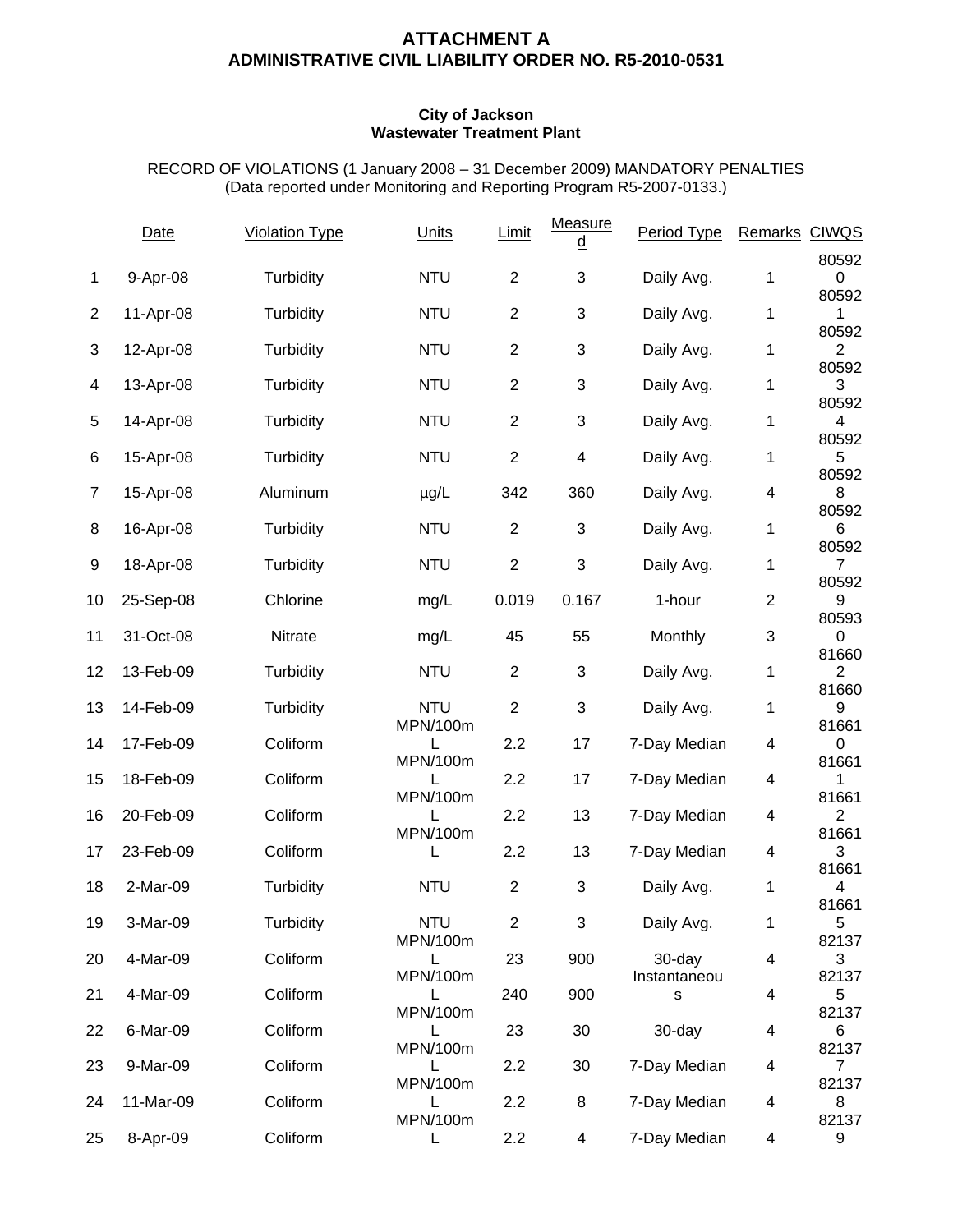# ATTACHMENT A
## ADMINISTRATIVE CIVIL LIABILITY ORDER NO. R5-2010-0531

**City of Jackson**
**Wastewater Treatment Plant**

RECORD OF VIOLATIONS (1 January 2008 – 31 December 2009) MANDATORY PENALTIES
(Data reported under Monitoring and Reporting Program R5-2007-0133.)

| | Date | Violation Type | Units | Limit | Measured | Period Type | Remarks | CIWQS |
|---|---|---|---|---|---|---|---|---|
| 1 | 9-Apr-08 | Turbidity | NTU | 2 | 3 | Daily Avg. | 1 | 805920 |
| 2 | 11-Apr-08 | Turbidity | NTU | 2 | 3 | Daily Avg. | 1 | 805921 |
| 3 | 12-Apr-08 | Turbidity | NTU | 2 | 3 | Daily Avg. | 1 | 805922 |
| 4 | 13-Apr-08 | Turbidity | NTU | 2 | 3 | Daily Avg. | 1 | 805923 |
| 5 | 14-Apr-08 | Turbidity | NTU | 2 | 3 | Daily Avg. | 1 | 805924 |
| 6 | 15-Apr-08 | Turbidity | NTU | 2 | 4 | Daily Avg. | 1 | 805925 |
| 7 | 15-Apr-08 | Aluminum | µg/L | 342 | 360 | Daily Avg. | 4 | 805928 |
| 8 | 16-Apr-08 | Turbidity | NTU | 2 | 3 | Daily Avg. | 1 | 805926 |
| 9 | 18-Apr-08 | Turbidity | NTU | 2 | 3 | Daily Avg. | 1 | 805927 |
| 10 | 25-Sep-08 | Chlorine | mg/L | 0.019 | 0.167 | 1-hour | 2 | 805929 |
| 11 | 31-Oct-08 | Nitrate | mg/L | 45 | 55 | Monthly | 3 | 805930 |
| 12 | 13-Feb-09 | Turbidity | NTU | 2 | 3 | Daily Avg. | 1 | 816602 |
| 13 | 14-Feb-09 | Turbidity | NTU | 2 | 3 | Daily Avg. | 1 | 816609 |
| 14 | 17-Feb-09 | Coliform | MPN/100mL | 2.2 | 17 | 7-Day Median | 4 | 816610 |
| 15 | 18-Feb-09 | Coliform | MPN/100mL | 2.2 | 17 | 7-Day Median | 4 | 816611 |
| 16 | 20-Feb-09 | Coliform | MPN/100mL | 2.2 | 13 | 7-Day Median | 4 | 816612 |
| 17 | 23-Feb-09 | Coliform | MPN/100mL | 2.2 | 13 | 7-Day Median | 4 | 816613 |
| 18 | 2-Mar-09 | Turbidity | NTU | 2 | 3 | Daily Avg. | 1 | 816614 |
| 19 | 3-Mar-09 | Turbidity | NTU | 2 | 3 | Daily Avg. | 1 | 816615 |
| 20 | 4-Mar-09 | Coliform | MPN/100mL | 23 | 900 | 30-day | 4 | 821373 |
| 21 | 4-Mar-09 | Coliform | MPN/100mL | 240 | 900 | Instantaneous | 4 | 821375 |
| 22 | 6-Mar-09 | Coliform | MPN/100mL | 23 | 30 | 30-day | 4 | 821376 |
| 23 | 9-Mar-09 | Coliform | MPN/100mL | 2.2 | 30 | 7-Day Median | 4 | 821377 |
| 24 | 11-Mar-09 | Coliform | MPN/100mL | 2.2 | 8 | 7-Day Median | 4 | 821378 |
| 25 | 8-Apr-09 | Coliform | MPN/100mL | 2.2 | 4 | 7-Day Median | 4 | 821379 |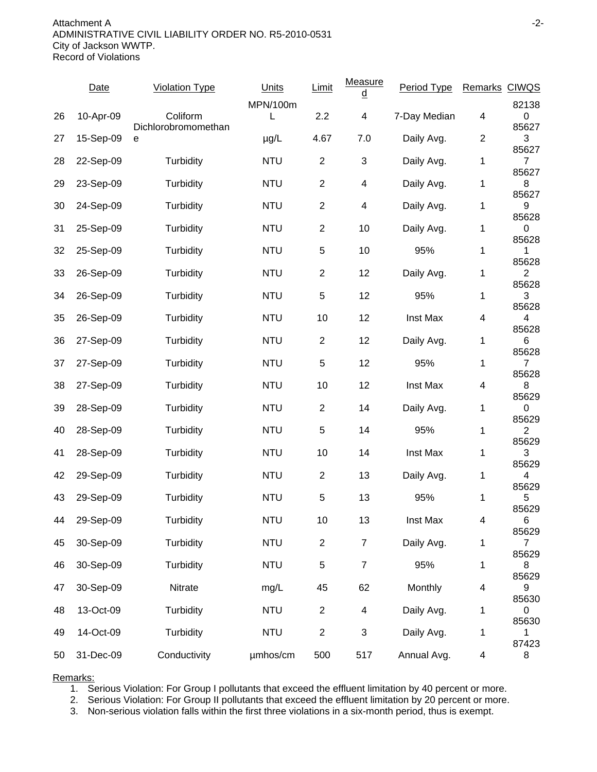Attachment A
ADMINISTRATIVE CIVIL LIABILITY ORDER NO. R5-2010-0531
City of Jackson WWTP.
Record of Violations

| | Date | Violation Type | Units | Limit | Measured | Period Type | Remarks | CIWQS |
|---|---|---|---|---|---|---|---|---|
| 26 | 10-Apr-09 | Coliform | MPN/100mL | 2.2 | 4 | 7-Day Median | 4 | 821380 |
| 27 | 15-Sep-09 | Dichlorobromomethane | µg/L | 4.67 | 7.0 | Daily Avg. | 2 | 856273 |
| 28 | 22-Sep-09 | Turbidity | NTU | 2 | 3 | Daily Avg. | 1 | 856277 |
| 29 | 23-Sep-09 | Turbidity | NTU | 2 | 4 | Daily Avg. | 1 | 856278 |
| 30 | 24-Sep-09 | Turbidity | NTU | 2 | 4 | Daily Avg. | 1 | 856279 |
| 31 | 25-Sep-09 | Turbidity | NTU | 2 | 10 | Daily Avg. | 1 | 856280 |
| 32 | 25-Sep-09 | Turbidity | NTU | 5 | 10 | 95% | 1 | 856281 |
| 33 | 26-Sep-09 | Turbidity | NTU | 2 | 12 | Daily Avg. | 1 | 856282 |
| 34 | 26-Sep-09 | Turbidity | NTU | 5 | 12 | 95% | 1 | 856283 |
| 35 | 26-Sep-09 | Turbidity | NTU | 10 | 12 | Inst Max | 4 | 856284 |
| 36 | 27-Sep-09 | Turbidity | NTU | 2 | 12 | Daily Avg. | 1 | 856286 |
| 37 | 27-Sep-09 | Turbidity | NTU | 5 | 12 | 95% | 1 | 856287 |
| 38 | 27-Sep-09 | Turbidity | NTU | 10 | 12 | Inst Max | 4 | 856288 |
| 39 | 28-Sep-09 | Turbidity | NTU | 2 | 14 | Daily Avg. | 1 | 856290 |
| 40 | 28-Sep-09 | Turbidity | NTU | 5 | 14 | 95% | 1 | 856292 |
| 41 | 28-Sep-09 | Turbidity | NTU | 10 | 14 | Inst Max | 1 | 856293 |
| 42 | 29-Sep-09 | Turbidity | NTU | 2 | 13 | Daily Avg. | 1 | 856294 |
| 43 | 29-Sep-09 | Turbidity | NTU | 5 | 13 | 95% | 1 | 856295 |
| 44 | 29-Sep-09 | Turbidity | NTU | 10 | 13 | Inst Max | 4 | 856296 |
| 45 | 30-Sep-09 | Turbidity | NTU | 2 | 7 | Daily Avg. | 1 | 856297 |
| 46 | 30-Sep-09 | Turbidity | NTU | 5 | 7 | 95% | 1 | 856298 |
| 47 | 30-Sep-09 | Nitrate | mg/L | 45 | 62 | Monthly | 4 | 856299 |
| 48 | 13-Oct-09 | Turbidity | NTU | 2 | 4 | Daily Avg. | 1 | 856300 |
| 49 | 14-Oct-09 | Turbidity | NTU | 2 | 3 | Daily Avg. | 1 | 856301 |
| 50 | 31-Dec-09 | Conductivity | µmhos/cm | 500 | 517 | Annual Avg. | 4 | 874238 |

Remarks:

1. Serious Violation: For Group I pollutants that exceed the effluent limitation by 40 percent or more.
2. Serious Violation: For Group II pollutants that exceed the effluent limitation by 20 percent or more.
3. Non-serious violation falls within the first three violations in a six-month period, thus is exempt.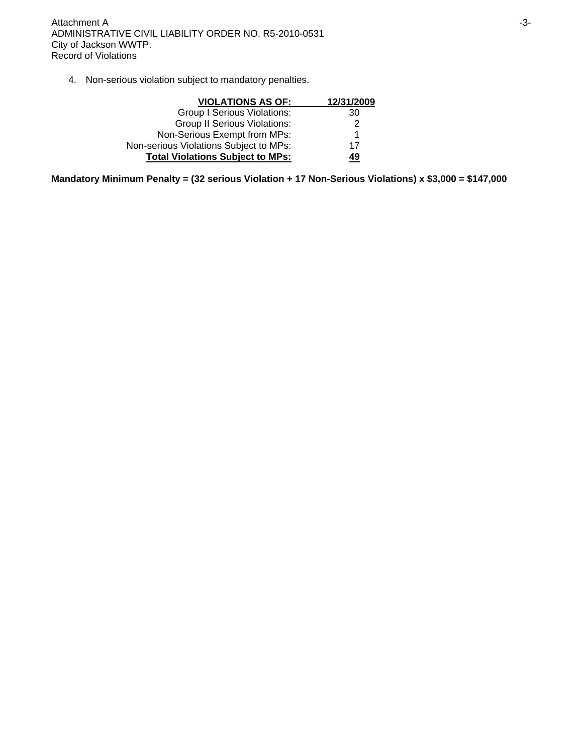4. Non-serious violation subject to mandatory penalties.

| **VIOLATIONS AS OF:** | **12/31/2009** |
|---|---|
| Group I Serious Violations: | 30 |
| Group II Serious Violations: | 2 |
| Non-Serious Exempt from MPs: | 1 |
| Non-serious Violations Subject to MPs: | 17 |
| **Total Violations Subject to MPs:** | **49** |

**Mandatory Minimum Penalty = (32 serious Violation + 17 Non-Serious Violations) x $3,000 = $147,000**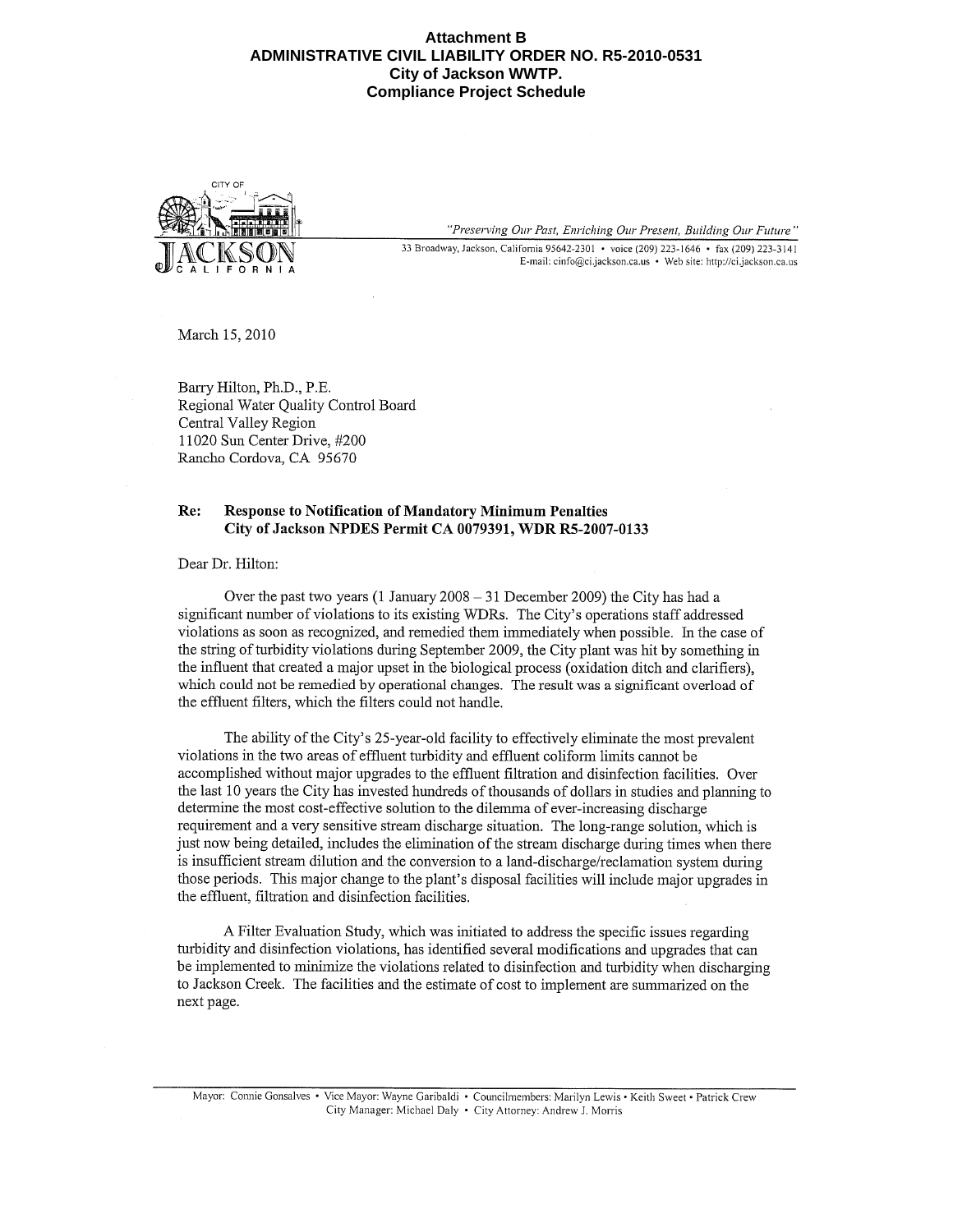**Attachment B**
**ADMINISTRATIVE CIVIL LIABILITY ORDER NO. R5-2010-0531**
**City of Jackson WWTP.**
**Compliance Project Schedule**

CITY OF

JACKSON
CALIFORNIA

*"Preserving Our Past, Enriching Our Present, Building Our Future"*

33 Broadway, Jackson, California 95642-2301 • voice (209) 223-1646 • fax (209) 223-3141
E-mail: cinfo@ci.jackson.ca.us • Web site: http://ci.jackson.ca.us

March 15, 2010

Barry Hilton, Ph.D., P.E.
Regional Water Quality Control Board
Central Valley Region
11020 Sun Center Drive, #200
Rancho Cordova, CA 95670

**Re: Response to Notification of Mandatory Minimum Penalties**
**City of Jackson NPDES Permit CA 0079391, WDR R5-2007-0133**

Dear Dr. Hilton:

Over the past two years (1 January 2008 – 31 December 2009) the City has had a significant number of violations to its existing WDRs. The City's operations staff addressed violations as soon as recognized, and remedied them immediately when possible. In the case of the string of turbidity violations during September 2009, the City plant was hit by something in the influent that created a major upset in the biological process (oxidation ditch and clarifiers), which could not be remedied by operational changes. The result was a significant overload of the effluent filters, which the filters could not handle.

The ability of the City's 25-year-old facility to effectively eliminate the most prevalent violations in the two areas of effluent turbidity and effluent coliform limits cannot be accomplished without major upgrades to the effluent filtration and disinfection facilities. Over the last 10 years the City has invested hundreds of thousands of dollars in studies and planning to determine the most cost-effective solution to the dilemma of ever-increasing discharge requirement and a very sensitive stream discharge situation. The long-range solution, which is just now being detailed, includes the elimination of the stream discharge during times when there is insufficient stream dilution and the conversion to a land-discharge/reclamation system during those periods. This major change to the plant's disposal facilities will include major upgrades in the effluent, filtration and disinfection facilities.

A Filter Evaluation Study, which was initiated to address the specific issues regarding turbidity and disinfection violations, has identified several modifications and upgrades that can be implemented to minimize the violations related to disinfection and turbidity when discharging to Jackson Creek. The facilities and the estimate of cost to implement are summarized on the next page.

Mayor: Connie Gonsalves • Vice Mayor: Wayne Garibaldi • Councilmembers: Marilyn Lewis • Keith Sweet • Patrick Crew
City Manager: Michael Daly • City Attorney: Andrew J. Morris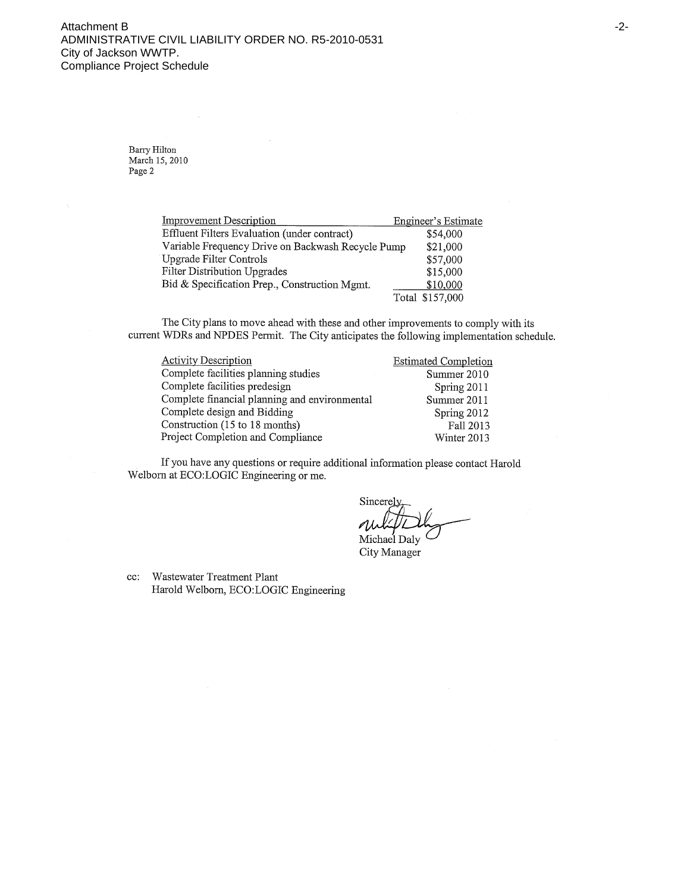Attachment B
ADMINISTRATIVE CIVIL LIABILITY ORDER NO. R5-2010-0531
City of Jackson WWTP.
Compliance Project Schedule

Barry Hilton
March 15, 2010
Page 2

| Improvement Description | Engineer's Estimate |
|---|---|
| Effluent Filters Evaluation (under contract) | $54,000 |
| Variable Frequency Drive on Backwash Recycle Pump | $21,000 |
| Upgrade Filter Controls | $57,000 |
| Filter Distribution Upgrades | $15,000 |
| Bid & Specification Prep., Construction Mgmt. | $10,000 |
| | Total $157,000 |

The City plans to move ahead with these and other improvements to comply with its current WDRs and NPDES Permit. The City anticipates the following implementation schedule.

| Activity Description | Estimated Completion |
|---|---|
| Complete facilities planning studies | Summer 2010 |
| Complete facilities predesign | Spring 2011 |
| Complete financial planning and environmental | Summer 2011 |
| Complete design and Bidding | Spring 2012 |
| Construction (15 to 18 months) | Fall 2013 |
| Project Completion and Compliance | Winter 2013 |

If you have any questions or require additional information please contact Harold Welborn at ECO:LOGIC Engineering or me.

Sincerely,

Michael Daly
City Manager

cc: Wastewater Treatment Plant
Harold Welborn, ECO:LOGIC Engineering